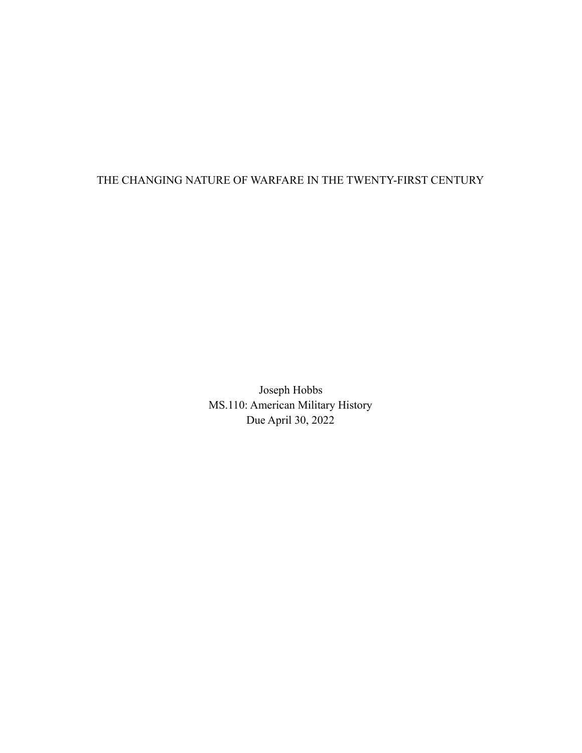# THE CHANGING NATURE OF WARFARE IN THE TWENTY-FIRST CENTURY

Joseph Hobbs
MS.110: American Military History
Due April 30, 2022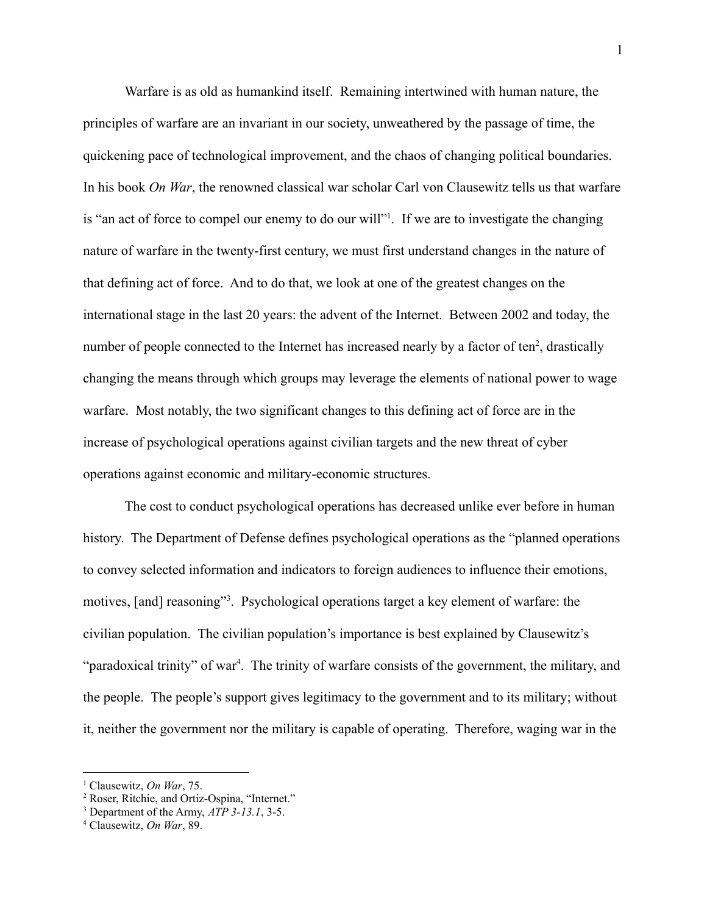Warfare is as old as humankind itself. Remaining intertwined with human nature, the principles of warfare are an invariant in our society, unweathered by the passage of time, the quickening pace of technological improvement, and the chaos of changing political boundaries. In his book *On War*, the renowned classical war scholar Carl von Clausewitz tells us that warfare is "an act of force to compel our enemy to do our will"[1]. If we are to investigate the changing nature of warfare in the twenty-first century, we must first understand changes in the nature of that defining act of force. And to do that, we look at one of the greatest changes on the international stage in the last 20 years: the advent of the Internet. Between 2002 and today, the number of people connected to the Internet has increased nearly by a factor of ten[2], drastically changing the means through which groups may leverage the elements of national power to wage warfare. Most notably, the two significant changes to this defining act of force are in the increase of psychological operations against civilian targets and the new threat of cyber operations against economic and military-economic structures.

The cost to conduct psychological operations has decreased unlike ever before in human history. The Department of Defense defines psychological operations as the "planned operations to convey selected information and indicators to foreign audiences to influence their emotions, motives, [and] reasoning"[3]. Psychological operations target a key element of warfare: the civilian population. The civilian population's importance is best explained by Clausewitz's "paradoxical trinity" of war[4]. The trinity of warfare consists of the government, the military, and the people. The people's support gives legitimacy to the government and to its military; without it, neither the government nor the military is capable of operating. Therefore, waging war in the

---

[1] Clausewitz, *On War*, 75.
[2] Roser, Ritchie, and Ortiz-Ospina, "Internet."
[3] Department of the Army, *ATP 3-13.1*, 3-5.
[4] Clausewitz, *On War*, 89.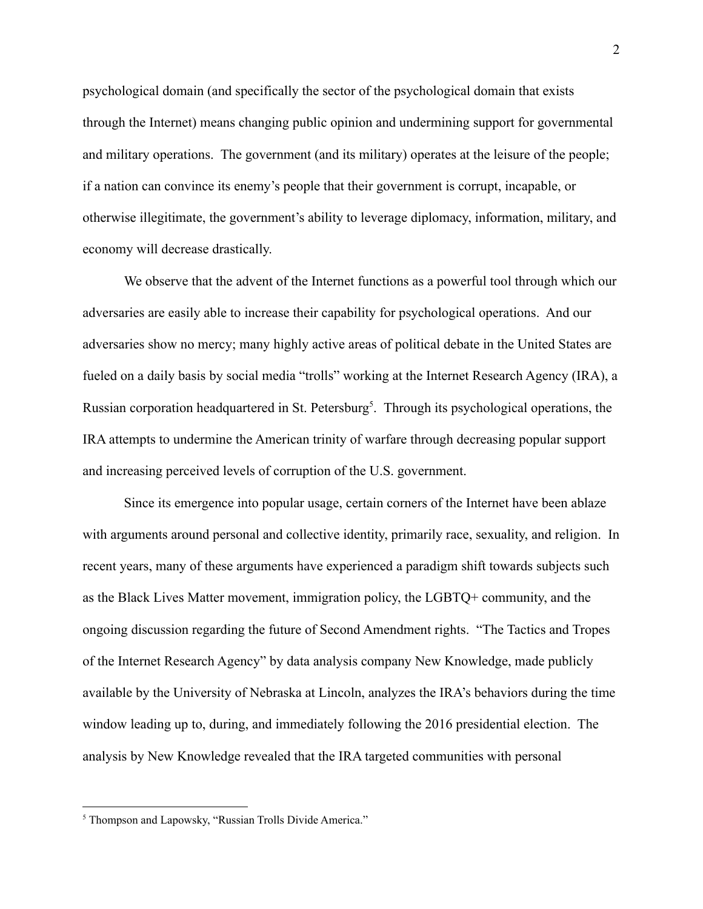psychological domain (and specifically the sector of the psychological domain that exists through the Internet) means changing public opinion and undermining support for governmental and military operations. The government (and its military) operates at the leisure of the people; if a nation can convince its enemy's people that their government is corrupt, incapable, or otherwise illegitimate, the government's ability to leverage diplomacy, information, military, and economy will decrease drastically.

We observe that the advent of the Internet functions as a powerful tool through which our adversaries are easily able to increase their capability for psychological operations. And our adversaries show no mercy; many highly active areas of political debate in the United States are fueled on a daily basis by social media "trolls" working at the Internet Research Agency (IRA), a Russian corporation headquartered in St. Petersburg[5]. Through its psychological operations, the IRA attempts to undermine the American trinity of warfare through decreasing popular support and increasing perceived levels of corruption of the U.S. government.

Since its emergence into popular usage, certain corners of the Internet have been ablaze with arguments around personal and collective identity, primarily race, sexuality, and religion. In recent years, many of these arguments have experienced a paradigm shift towards subjects such as the Black Lives Matter movement, immigration policy, the LGBTQ+ community, and the ongoing discussion regarding the future of Second Amendment rights. "The Tactics and Tropes of the Internet Research Agency" by data analysis company New Knowledge, made publicly available by the University of Nebraska at Lincoln, analyzes the IRA's behaviors during the time window leading up to, during, and immediately following the 2016 presidential election. The analysis by New Knowledge revealed that the IRA targeted communities with personal

---

[5] Thompson and Lapowsky, "Russian Trolls Divide America."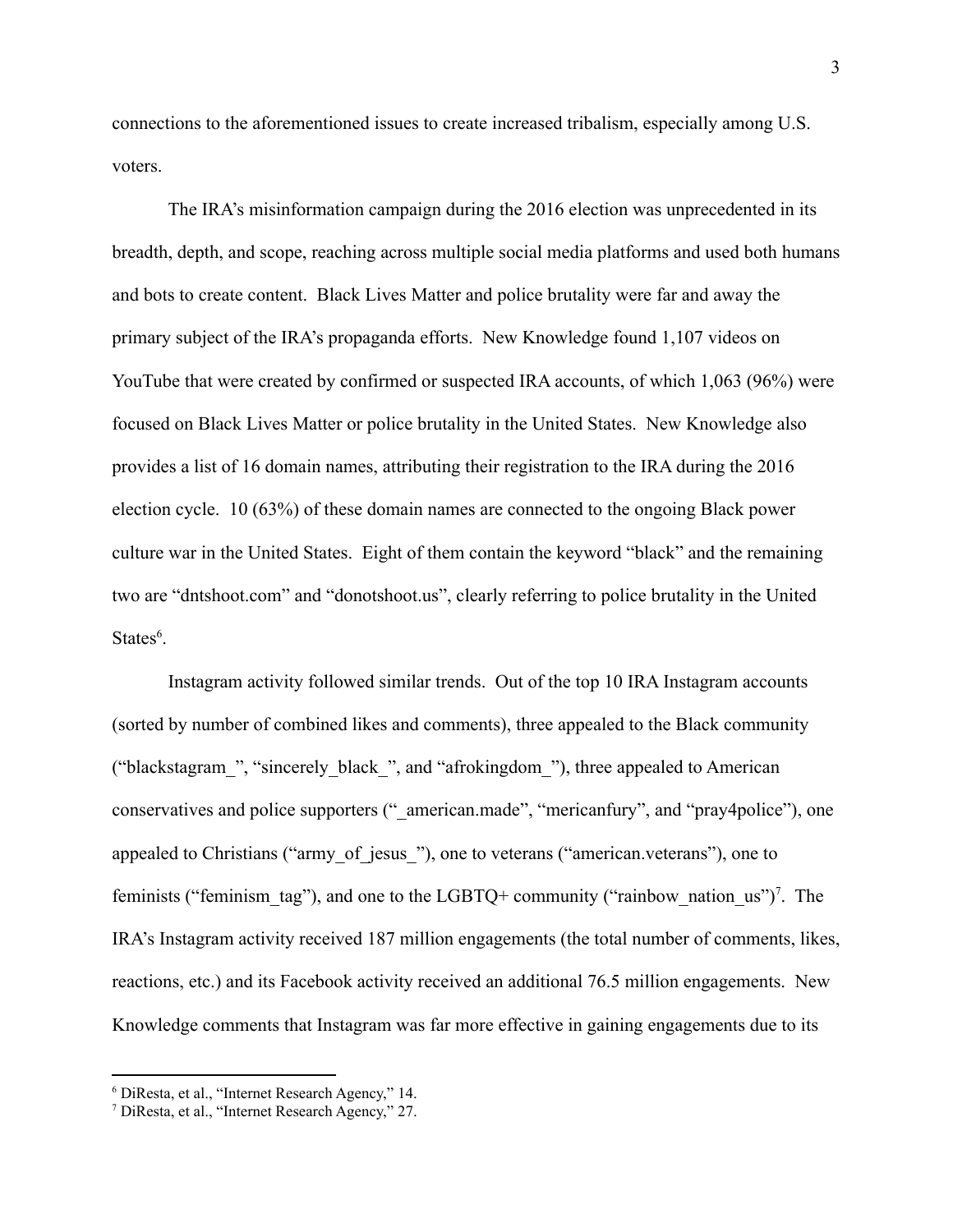connections to the aforementioned issues to create increased tribalism, especially among U.S. voters.

The IRA's misinformation campaign during the 2016 election was unprecedented in its breadth, depth, and scope, reaching across multiple social media platforms and used both humans and bots to create content. Black Lives Matter and police brutality were far and away the primary subject of the IRA's propaganda efforts. New Knowledge found 1,107 videos on YouTube that were created by confirmed or suspected IRA accounts, of which 1,063 (96%) were focused on Black Lives Matter or police brutality in the United States. New Knowledge also provides a list of 16 domain names, attributing their registration to the IRA during the 2016 election cycle. 10 (63%) of these domain names are connected to the ongoing Black power culture war in the United States. Eight of them contain the keyword "black" and the remaining two are "dntshoot.com" and "donotshoot.us", clearly referring to police brutality in the United States[6].

Instagram activity followed similar trends. Out of the top 10 IRA Instagram accounts (sorted by number of combined likes and comments), three appealed to the Black community ("blackstagram_", "sincerely_black_", and "afrokingdom_"), three appealed to American conservatives and police supporters ("_american.made", "mericanfury", and "pray4police"), one appealed to Christians ("army_of_jesus_"), one to veterans ("american.veterans"), one to feminists ("feminism_tag"), and one to the LGBTQ+ community ("rainbow_nation_us")[7]. The IRA's Instagram activity received 187 million engagements (the total number of comments, likes, reactions, etc.) and its Facebook activity received an additional 76.5 million engagements. New Knowledge comments that Instagram was far more effective in gaining engagements due to its

[6] DiResta, et al., "Internet Research Agency," 14.

[7] DiResta, et al., "Internet Research Agency," 27.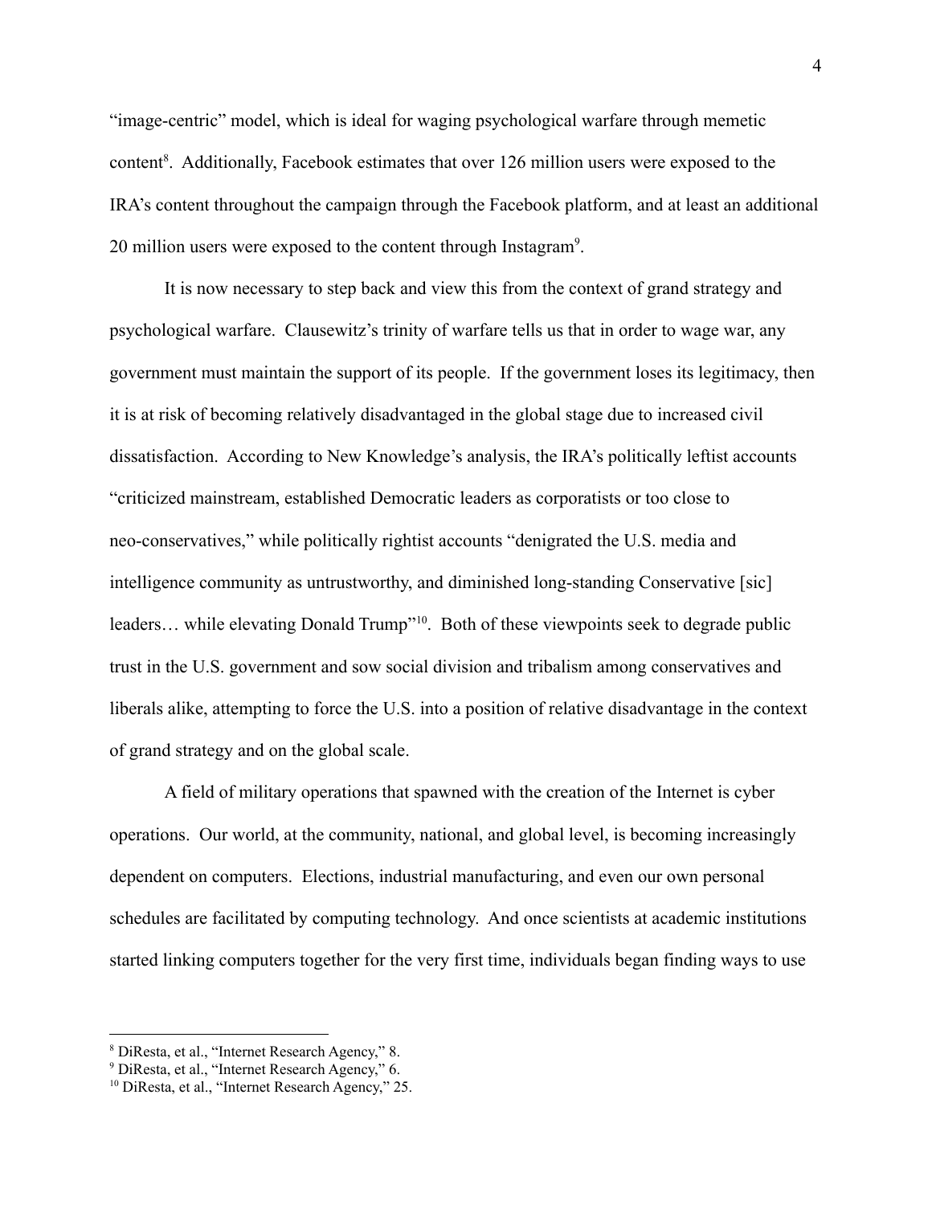"image-centric" model, which is ideal for waging psychological warfare through memetic content[8]. Additionally, Facebook estimates that over 126 million users were exposed to the IRA's content throughout the campaign through the Facebook platform, and at least an additional 20 million users were exposed to the content through Instagram[9].

It is now necessary to step back and view this from the context of grand strategy and psychological warfare. Clausewitz's trinity of warfare tells us that in order to wage war, any government must maintain the support of its people. If the government loses its legitimacy, then it is at risk of becoming relatively disadvantaged in the global stage due to increased civil dissatisfaction. According to New Knowledge's analysis, the IRA's politically leftist accounts "criticized mainstream, established Democratic leaders as corporatists or too close to neo-conservatives," while politically rightist accounts "denigrated the U.S. media and intelligence community as untrustworthy, and diminished long-standing Conservative [sic] leaders… while elevating Donald Trump"[10]. Both of these viewpoints seek to degrade public trust in the U.S. government and sow social division and tribalism among conservatives and liberals alike, attempting to force the U.S. into a position of relative disadvantage in the context of grand strategy and on the global scale.

A field of military operations that spawned with the creation of the Internet is cyber operations. Our world, at the community, national, and global level, is becoming increasingly dependent on computers. Elections, industrial manufacturing, and even our own personal schedules are facilitated by computing technology. And once scientists at academic institutions started linking computers together for the very first time, individuals began finding ways to use

[8] DiResta, et al., "Internet Research Agency," 8.
[9] DiResta, et al., "Internet Research Agency," 6.
[10] DiResta, et al., "Internet Research Agency," 25.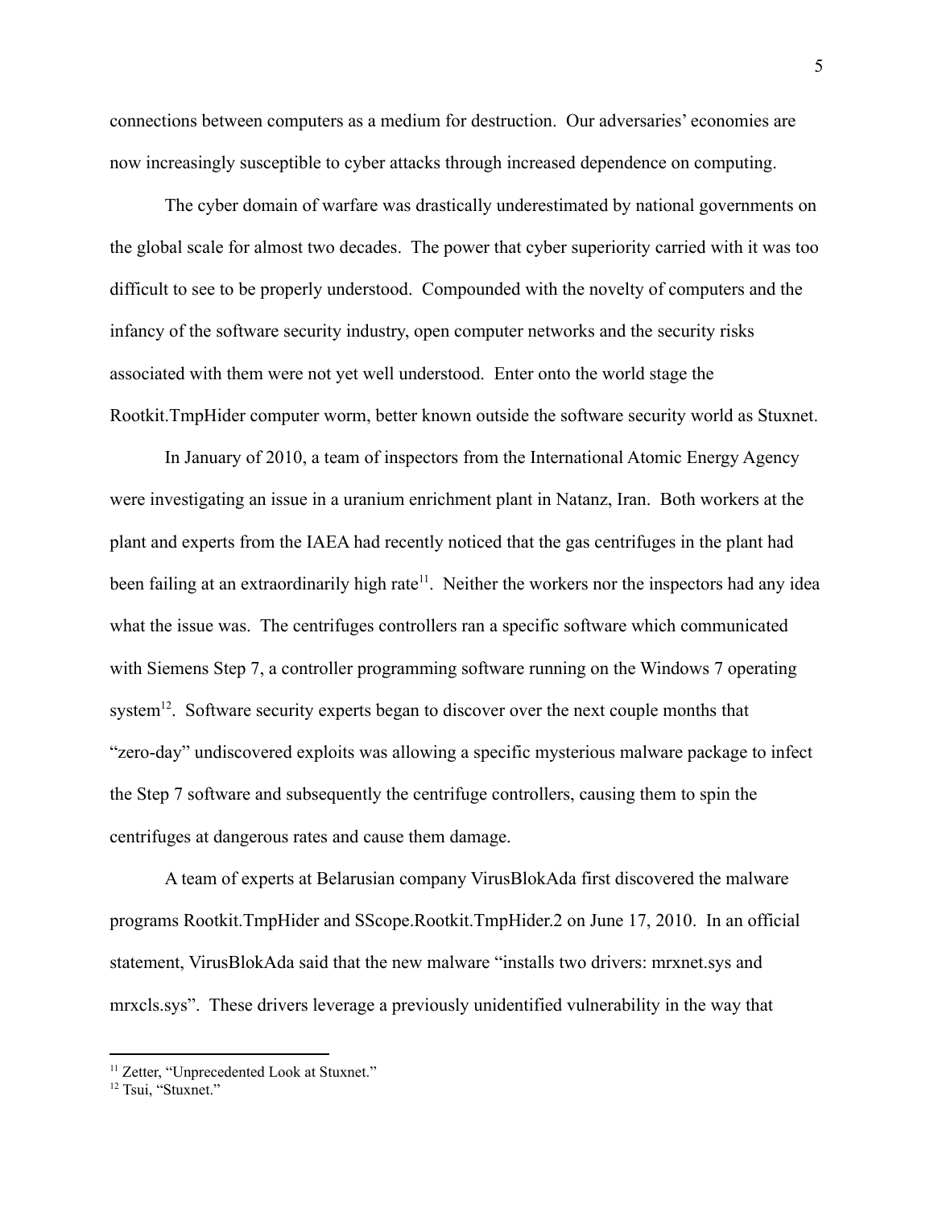connections between computers as a medium for destruction. Our adversaries' economies are now increasingly susceptible to cyber attacks through increased dependence on computing.

The cyber domain of warfare was drastically underestimated by national governments on the global scale for almost two decades. The power that cyber superiority carried with it was too difficult to see to be properly understood. Compounded with the novelty of computers and the infancy of the software security industry, open computer networks and the security risks associated with them were not yet well understood. Enter onto the world stage the Rootkit.TmpHider computer worm, better known outside the software security world as Stuxnet.

In January of 2010, a team of inspectors from the International Atomic Energy Agency were investigating an issue in a uranium enrichment plant in Natanz, Iran. Both workers at the plant and experts from the IAEA had recently noticed that the gas centrifuges in the plant had been failing at an extraordinarily high rate[11]. Neither the workers nor the inspectors had any idea what the issue was. The centrifuges controllers ran a specific software which communicated with Siemens Step 7, a controller programming software running on the Windows 7 operating system[12]. Software security experts began to discover over the next couple months that "zero-day" undiscovered exploits was allowing a specific mysterious malware package to infect the Step 7 software and subsequently the centrifuge controllers, causing them to spin the centrifuges at dangerous rates and cause them damage.

A team of experts at Belarusian company VirusBlokAda first discovered the malware programs Rootkit.TmpHider and SScope.Rootkit.TmpHider.2 on June 17, 2010. In an official statement, VirusBlokAda said that the new malware "installs two drivers: mrxnet.sys and mrxcls.sys". These drivers leverage a previously unidentified vulnerability in the way that

[11] Zetter, "Unprecedented Look at Stuxnet."

[12] Tsui, "Stuxnet."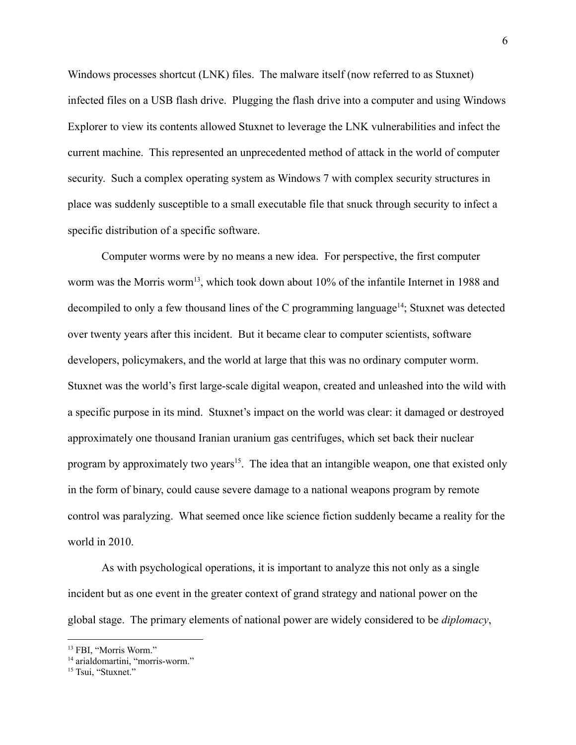Windows processes shortcut (LNK) files. The malware itself (now referred to as Stuxnet) infected files on a USB flash drive. Plugging the flash drive into a computer and using Windows Explorer to view its contents allowed Stuxnet to leverage the LNK vulnerabilities and infect the current machine. This represented an unprecedented method of attack in the world of computer security. Such a complex operating system as Windows 7 with complex security structures in place was suddenly susceptible to a small executable file that snuck through security to infect a specific distribution of a specific software.

Computer worms were by no means a new idea. For perspective, the first computer worm was the Morris worm[13], which took down about 10% of the infantile Internet in 1988 and decompiled to only a few thousand lines of the C programming language[14]; Stuxnet was detected over twenty years after this incident. But it became clear to computer scientists, software developers, policymakers, and the world at large that this was no ordinary computer worm. Stuxnet was the world's first large-scale digital weapon, created and unleashed into the wild with a specific purpose in its mind. Stuxnet's impact on the world was clear: it damaged or destroyed approximately one thousand Iranian uranium gas centrifuges, which set back their nuclear program by approximately two years[15]. The idea that an intangible weapon, one that existed only in the form of binary, could cause severe damage to a national weapons program by remote control was paralyzing. What seemed once like science fiction suddenly became a reality for the world in 2010.

As with psychological operations, it is important to analyze this not only as a single incident but as one event in the greater context of grand strategy and national power on the global stage. The primary elements of national power are widely considered to be *diplomacy*,

---

[13] FBI, "Morris Worm."
[14] arialdomartini, "morris-worm."
[15] Tsui, "Stuxnet."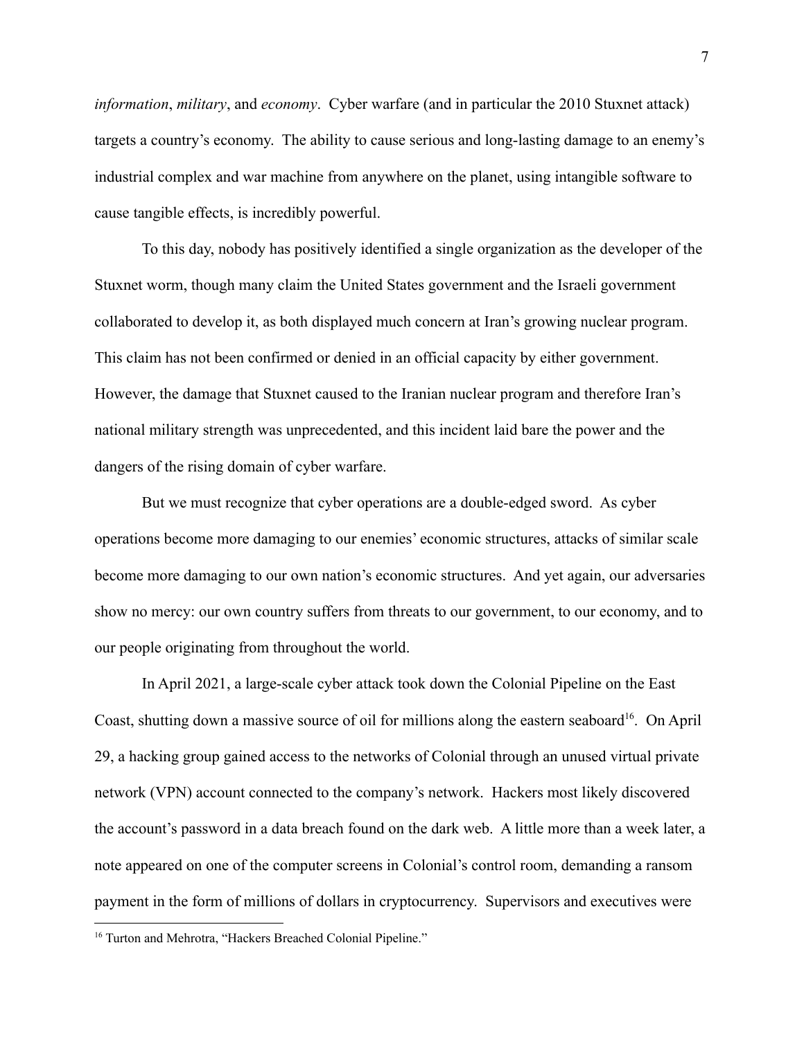*information*, *military*, and *economy*. Cyber warfare (and in particular the 2010 Stuxnet attack) targets a country's economy. The ability to cause serious and long-lasting damage to an enemy's industrial complex and war machine from anywhere on the planet, using intangible software to cause tangible effects, is incredibly powerful.

To this day, nobody has positively identified a single organization as the developer of the Stuxnet worm, though many claim the United States government and the Israeli government collaborated to develop it, as both displayed much concern at Iran's growing nuclear program. This claim has not been confirmed or denied in an official capacity by either government. However, the damage that Stuxnet caused to the Iranian nuclear program and therefore Iran's national military strength was unprecedented, and this incident laid bare the power and the dangers of the rising domain of cyber warfare.

But we must recognize that cyber operations are a double-edged sword. As cyber operations become more damaging to our enemies' economic structures, attacks of similar scale become more damaging to our own nation's economic structures. And yet again, our adversaries show no mercy: our own country suffers from threats to our government, to our economy, and to our people originating from throughout the world.

In April 2021, a large-scale cyber attack took down the Colonial Pipeline on the East Coast, shutting down a massive source of oil for millions along the eastern seaboard[16]. On April 29, a hacking group gained access to the networks of Colonial through an unused virtual private network (VPN) account connected to the company's network. Hackers most likely discovered the account's password in a data breach found on the dark web. A little more than a week later, a note appeared on one of the computer screens in Colonial's control room, demanding a ransom payment in the form of millions of dollars in cryptocurrency. Supervisors and executives were

[16] Turton and Mehrotra, "Hackers Breached Colonial Pipeline."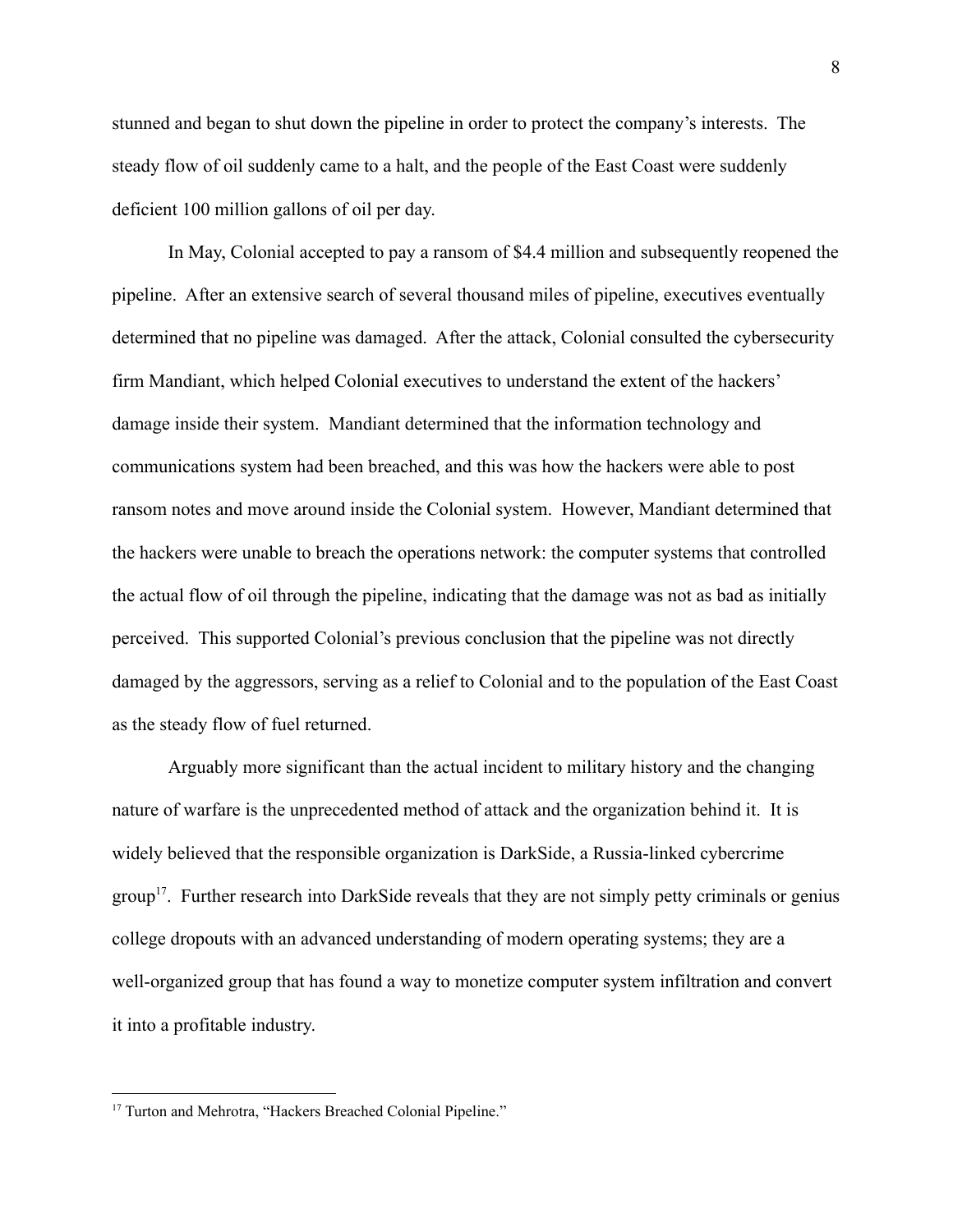stunned and began to shut down the pipeline in order to protect the company's interests. The steady flow of oil suddenly came to a halt, and the people of the East Coast were suddenly deficient 100 million gallons of oil per day.

In May, Colonial accepted to pay a ransom of $4.4 million and subsequently reopened the pipeline. After an extensive search of several thousand miles of pipeline, executives eventually determined that no pipeline was damaged. After the attack, Colonial consulted the cybersecurity firm Mandiant, which helped Colonial executives to understand the extent of the hackers' damage inside their system. Mandiant determined that the information technology and communications system had been breached, and this was how the hackers were able to post ransom notes and move around inside the Colonial system. However, Mandiant determined that the hackers were unable to breach the operations network: the computer systems that controlled the actual flow of oil through the pipeline, indicating that the damage was not as bad as initially perceived. This supported Colonial's previous conclusion that the pipeline was not directly damaged by the aggressors, serving as a relief to Colonial and to the population of the East Coast as the steady flow of fuel returned.

Arguably more significant than the actual incident to military history and the changing nature of warfare is the unprecedented method of attack and the organization behind it. It is widely believed that the responsible organization is DarkSide, a Russia-linked cybercrime group[17]. Further research into DarkSide reveals that they are not simply petty criminals or genius college dropouts with an advanced understanding of modern operating systems; they are a well-organized group that has found a way to monetize computer system infiltration and convert it into a profitable industry.

---

[17] Turton and Mehrotra, "Hackers Breached Colonial Pipeline."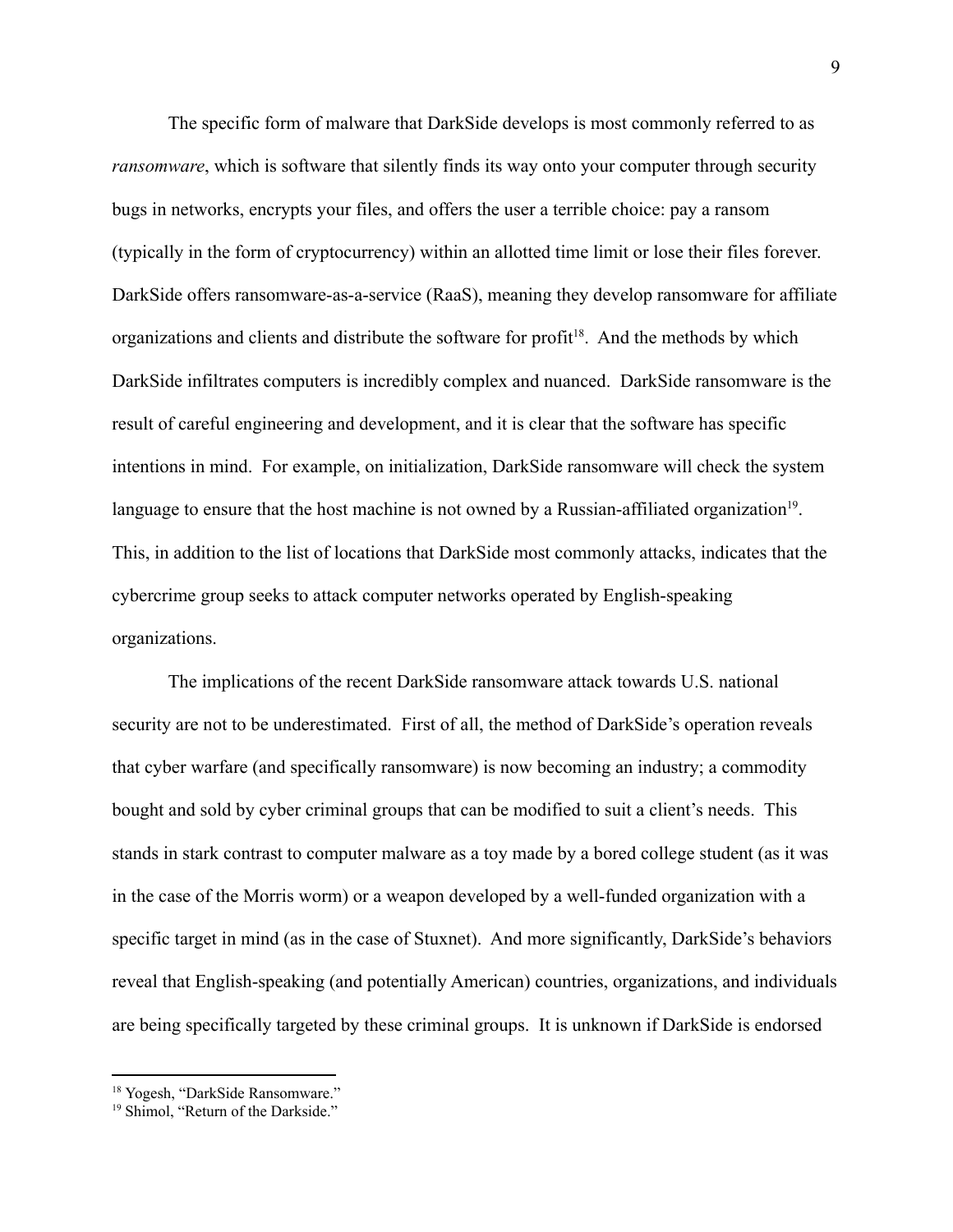The specific form of malware that DarkSide develops is most commonly referred to as *ransomware*, which is software that silently finds its way onto your computer through security bugs in networks, encrypts your files, and offers the user a terrible choice: pay a ransom (typically in the form of cryptocurrency) within an allotted time limit or lose their files forever. DarkSide offers ransomware-as-a-service (RaaS), meaning they develop ransomware for affiliate organizations and clients and distribute the software for profit[18]. And the methods by which DarkSide infiltrates computers is incredibly complex and nuanced. DarkSide ransomware is the result of careful engineering and development, and it is clear that the software has specific intentions in mind. For example, on initialization, DarkSide ransomware will check the system language to ensure that the host machine is not owned by a Russian-affiliated organization[19]. This, in addition to the list of locations that DarkSide most commonly attacks, indicates that the cybercrime group seeks to attack computer networks operated by English-speaking organizations.

The implications of the recent DarkSide ransomware attack towards U.S. national security are not to be underestimated. First of all, the method of DarkSide's operation reveals that cyber warfare (and specifically ransomware) is now becoming an industry; a commodity bought and sold by cyber criminal groups that can be modified to suit a client's needs. This stands in stark contrast to computer malware as a toy made by a bored college student (as it was in the case of the Morris worm) or a weapon developed by a well-funded organization with a specific target in mind (as in the case of Stuxnet). And more significantly, DarkSide's behaviors reveal that English-speaking (and potentially American) countries, organizations, and individuals are being specifically targeted by these criminal groups. It is unknown if DarkSide is endorsed

---

[18] Yogesh, "DarkSide Ransomware."

[19] Shimol, "Return of the Darkside."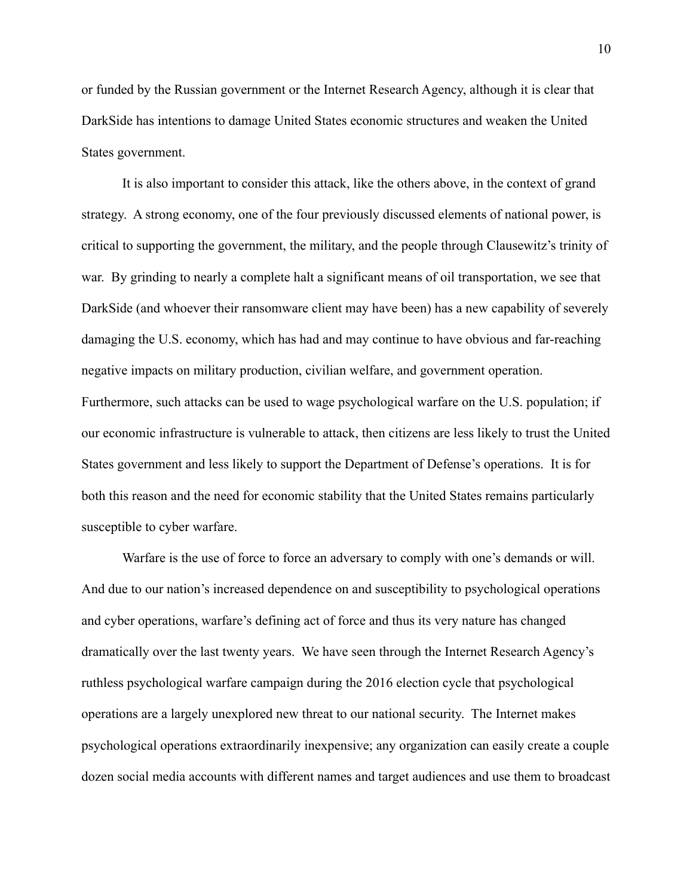or funded by the Russian government or the Internet Research Agency, although it is clear that DarkSide has intentions to damage United States economic structures and weaken the United States government.

It is also important to consider this attack, like the others above, in the context of grand strategy. A strong economy, one of the four previously discussed elements of national power, is critical to supporting the government, the military, and the people through Clausewitz's trinity of war. By grinding to nearly a complete halt a significant means of oil transportation, we see that DarkSide (and whoever their ransomware client may have been) has a new capability of severely damaging the U.S. economy, which has had and may continue to have obvious and far-reaching negative impacts on military production, civilian welfare, and government operation. Furthermore, such attacks can be used to wage psychological warfare on the U.S. population; if our economic infrastructure is vulnerable to attack, then citizens are less likely to trust the United States government and less likely to support the Department of Defense's operations. It is for both this reason and the need for economic stability that the United States remains particularly susceptible to cyber warfare.

Warfare is the use of force to force an adversary to comply with one's demands or will. And due to our nation's increased dependence on and susceptibility to psychological operations and cyber operations, warfare's defining act of force and thus its very nature has changed dramatically over the last twenty years. We have seen through the Internet Research Agency's ruthless psychological warfare campaign during the 2016 election cycle that psychological operations are a largely unexplored new threat to our national security. The Internet makes psychological operations extraordinarily inexpensive; any organization can easily create a couple dozen social media accounts with different names and target audiences and use them to broadcast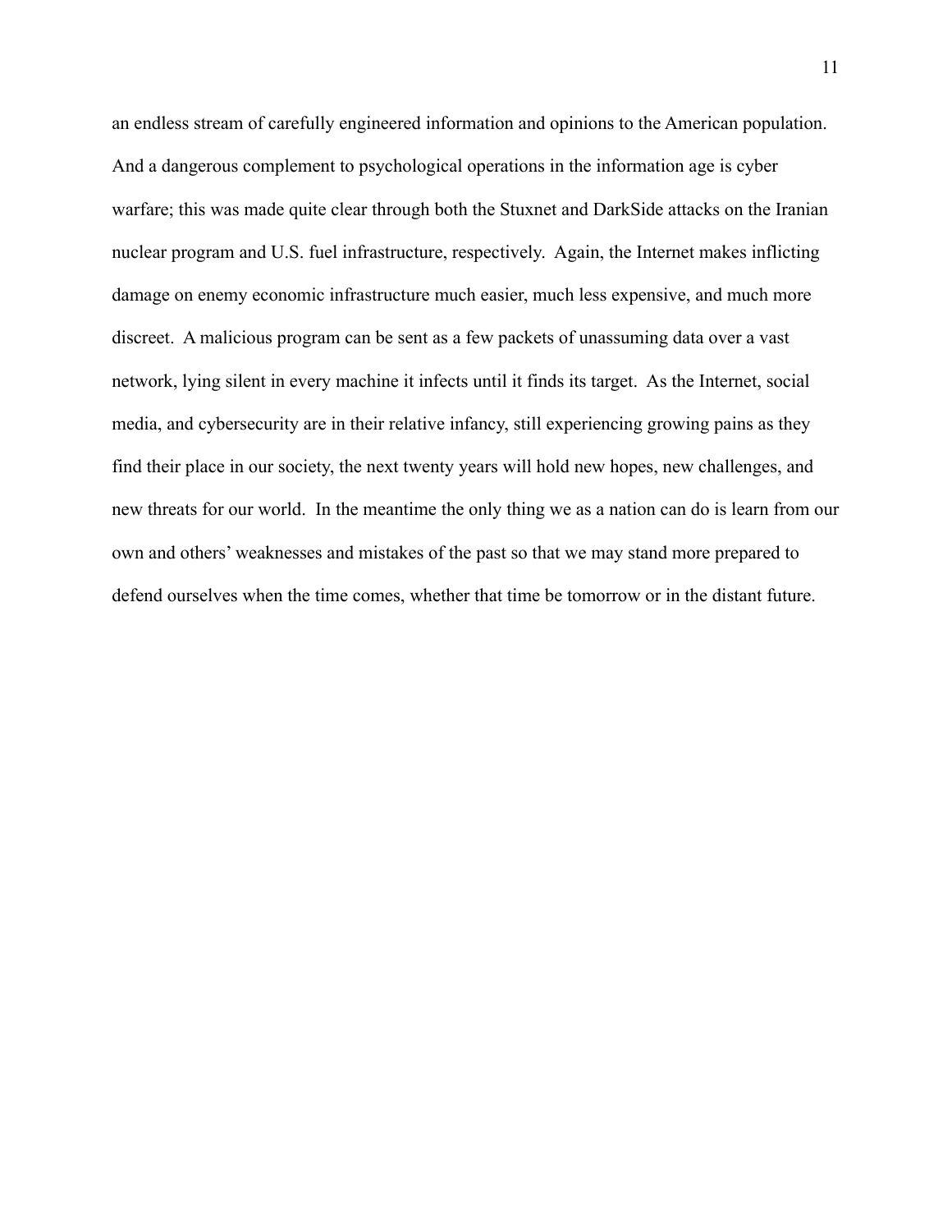an endless stream of carefully engineered information and opinions to the American population. And a dangerous complement to psychological operations in the information age is cyber warfare; this was made quite clear through both the Stuxnet and DarkSide attacks on the Iranian nuclear program and U.S. fuel infrastructure, respectively. Again, the Internet makes inflicting damage on enemy economic infrastructure much easier, much less expensive, and much more discreet. A malicious program can be sent as a few packets of unassuming data over a vast network, lying silent in every machine it infects until it finds its target. As the Internet, social media, and cybersecurity are in their relative infancy, still experiencing growing pains as they find their place in our society, the next twenty years will hold new hopes, new challenges, and new threats for our world. In the meantime the only thing we as a nation can do is learn from our own and others' weaknesses and mistakes of the past so that we may stand more prepared to defend ourselves when the time comes, whether that time be tomorrow or in the distant future.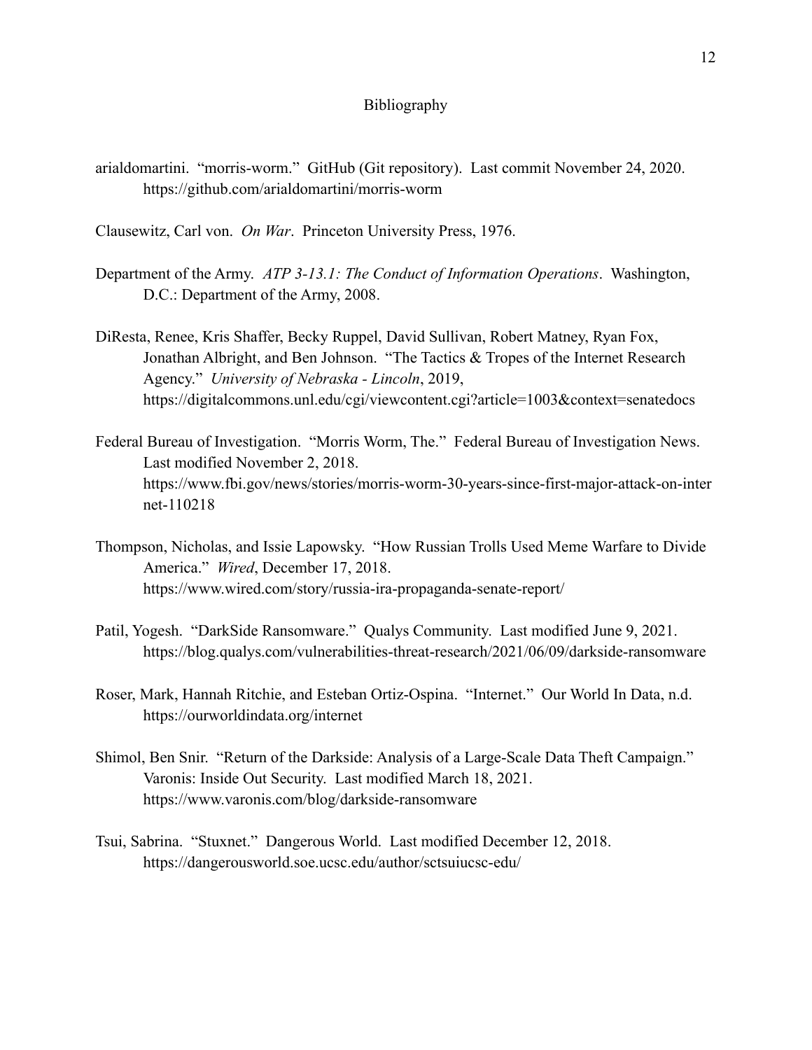# Bibliography

arialdomartini. "morris-worm." GitHub (Git repository). Last commit November 24, 2020. https://github.com/arialdomartini/morris-worm

Clausewitz, Carl von. *On War*. Princeton University Press, 1976.

Department of the Army. *ATP 3-13.1: The Conduct of Information Operations*. Washington, D.C.: Department of the Army, 2008.

DiResta, Renee, Kris Shaffer, Becky Ruppel, David Sullivan, Robert Matney, Ryan Fox, Jonathan Albright, and Ben Johnson. "The Tactics & Tropes of the Internet Research Agency." *University of Nebraska - Lincoln*, 2019, https://digitalcommons.unl.edu/cgi/viewcontent.cgi?article=1003&context=senatedocs

Federal Bureau of Investigation. "Morris Worm, The." Federal Bureau of Investigation News. Last modified November 2, 2018. https://www.fbi.gov/news/stories/morris-worm-30-years-since-first-major-attack-on-internet-110218

Thompson, Nicholas, and Issie Lapowsky. "How Russian Trolls Used Meme Warfare to Divide America." *Wired*, December 17, 2018. https://www.wired.com/story/russia-ira-propaganda-senate-report/

Patil, Yogesh. "DarkSide Ransomware." Qualys Community. Last modified June 9, 2021. https://blog.qualys.com/vulnerabilities-threat-research/2021/06/09/darkside-ransomware

Roser, Mark, Hannah Ritchie, and Esteban Ortiz-Ospina. "Internet." Our World In Data, n.d. https://ourworldindata.org/internet

Shimol, Ben Snir. "Return of the Darkside: Analysis of a Large-Scale Data Theft Campaign." Varonis: Inside Out Security. Last modified March 18, 2021. https://www.varonis.com/blog/darkside-ransomware

Tsui, Sabrina. "Stuxnet." Dangerous World. Last modified December 12, 2018. https://dangerousworld.soe.ucsc.edu/author/sctsuiucsc-edu/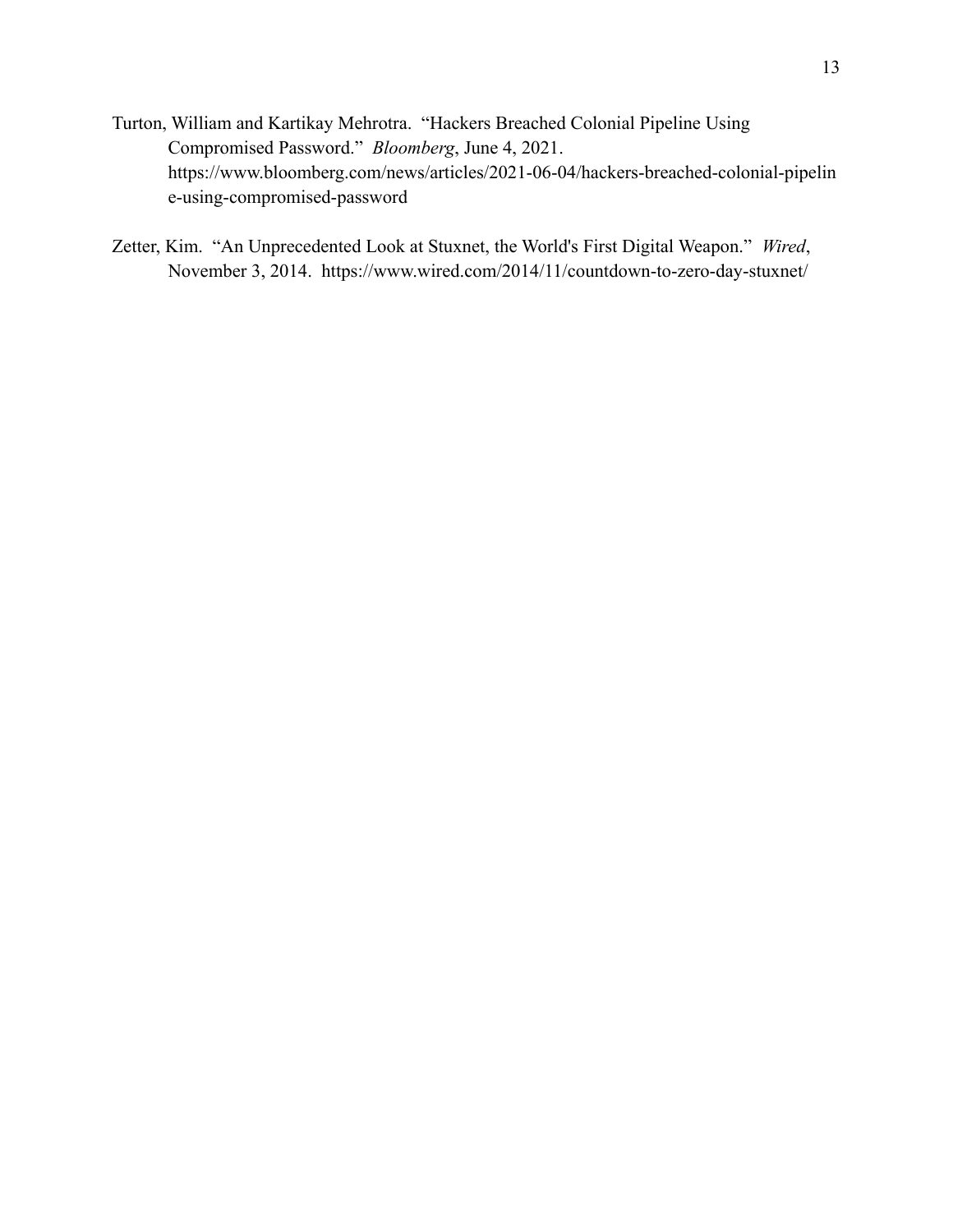Turton, William and Kartikay Mehrotra. "Hackers Breached Colonial Pipeline Using Compromised Password." *Bloomberg*, June 4, 2021. https://www.bloomberg.com/news/articles/2021-06-04/hackers-breached-colonial-pipeline-using-compromised-password

Zetter, Kim. "An Unprecedented Look at Stuxnet, the World's First Digital Weapon." *Wired*, November 3, 2014. https://www.wired.com/2014/11/countdown-to-zero-day-stuxnet/